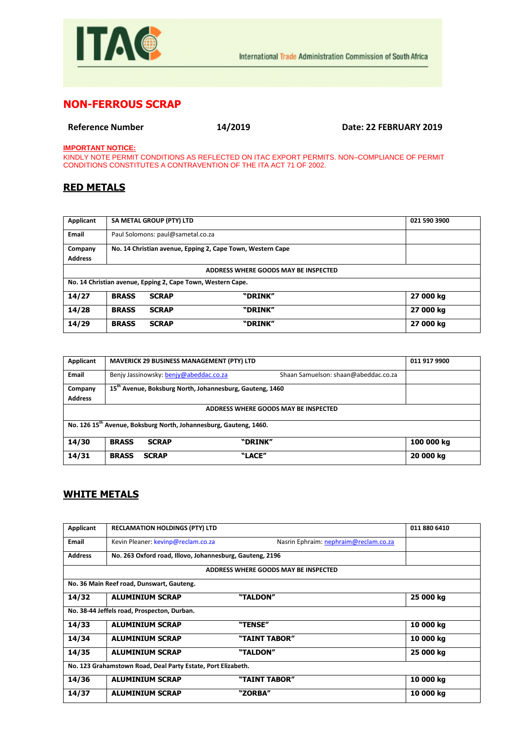ITAC

International Trade Administration Commission of South Africa

# NON-FERROUS SCRAP

**Reference Number** **14/2019** **Date: 22 FEBRUARY 2019**

**IMPORTANT NOTICE:**

KINDLY NOTE PERMIT CONDITIONS AS REFLECTED ON ITAC EXPORT PERMITS. NON–COMPLIANCE OF PERMIT CONDITIONS CONSTITUTES A CONTRAVENTION OF THE ITA ACT 71 OF 2002.

## RED METALS

| Applicant | SA METAL GROUP (PTY) LTD | | 021 590 3900 |
|---|---|---|---|
| Email | Paul Solomons: paul@sametal.co.za | | |
| Company Address | No. 14 Christian avenue, Epping 2, Cape Town, Western Cape | | |
| ADDRESS WHERE GOODS MAY BE INSPECTED | | | |
| No. 14 Christian avenue, Epping 2, Cape Town, Western Cape. | | | |
| **14/27** | **BRASS SCRAP** | **"DRINK"** | **27 000 kg** |
| **14/28** | **BRASS SCRAP** | **"DRINK"** | **27 000 kg** |
| **14/29** | **BRASS SCRAP** | **"DRINK"** | **27 000 kg** |

| Applicant | MAVERICK 29 BUSINESS MANAGEMENT (PTY) LTD | | 011 917 9900 |
|---|---|---|---|
| Email | Benjy Jassinowsky: benjy@abeddac.co.za | Shaan Samuelson: shaan@abeddac.co.za | |
| Company Address | 15th Avenue, Boksburg North, Johannesburg, Gauteng, 1460 | | |
| ADDRESS WHERE GOODS MAY BE INSPECTED | | | |
| No. 126 15th Avenue, Boksburg North, Johannesburg, Gauteng, 1460. | | | |
| **14/30** | **BRASS SCRAP** | **"DRINK"** | **100 000 kg** |
| **14/31** | **BRASS SCRAP** | **"LACE"** | **20 000 kg** |

## WHITE METALS

| Applicant | RECLAMATION HOLDINGS (PTY) LTD | | 011 880 6410 |
|---|---|---|---|
| Email | Kevin Pleaner: kevinp@reclam.co.za | Nasrin Ephraim: nephraim@reclam.co.za | |
| Address | No. 263 Oxford road, Illovo, Johannesburg, Gauteng, 2196 | | |
| ADDRESS WHERE GOODS MAY BE INSPECTED | | | |
| No. 36 Main Reef road, Dunswart, Gauteng. | | | |
| **14/32** | **ALUMINIUM SCRAP** | **"TALDON"** | **25 000 kg** |
| No. 38-44 Jeffels road, Prospecton, Durban. | | | |
| **14/33** | **ALUMINIUM SCRAP** | **"TENSE"** | **10 000 kg** |
| **14/34** | **ALUMINIUM SCRAP** | **"TAINT TABOR"** | **10 000 kg** |
| **14/35** | **ALUMINIUM SCRAP** | **"TALDON"** | **25 000 kg** |
| No. 123 Grahamstown Road, Deal Party Estate, Port Elizabeth. | | | |
| **14/36** | **ALUMINIUM SCRAP** | **"TAINT TABOR"** | **10 000 kg** |
| **14/37** | **ALUMINIUM SCRAP** | **"ZORBA"** | **10 000 kg** |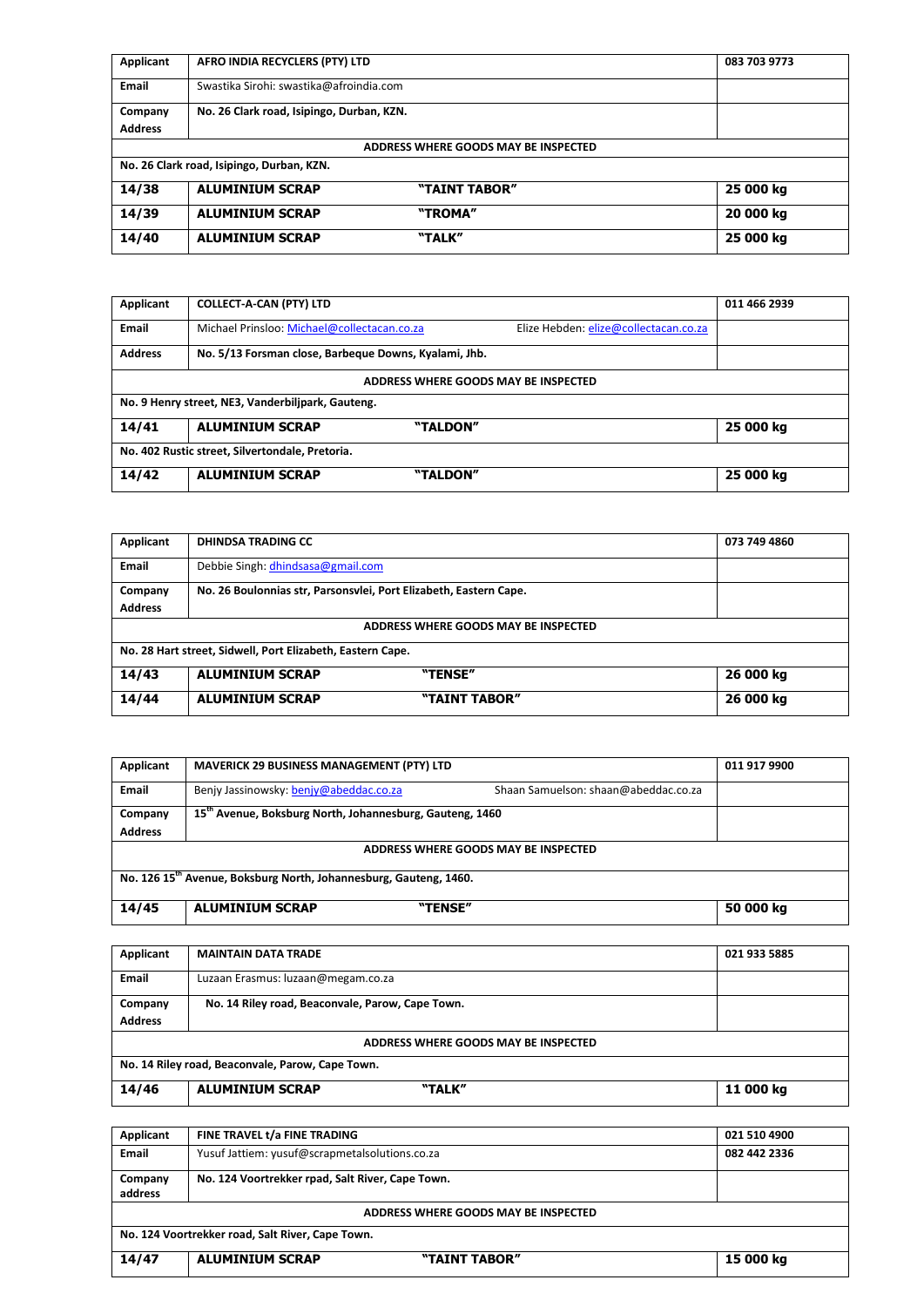| Applicant | AFRO INDIA RECYCLERS (PTY) LTD | | 083 703 9773 |
|---|---|---|---|
| Email | Swastika Sirohi: swastika@afroindia.com | | |
| Company Address | No. 26 Clark road, Isipingo, Durban, KZN. | | |
| ADDRESS WHERE GOODS MAY BE INSPECTED | | | |
| No. 26 Clark road, Isipingo, Durban, KZN. | | | |
| **14/38** | **ALUMINIUM SCRAP** | **"TAINT TABOR"** | **25 000 kg** |
| **14/39** | **ALUMINIUM SCRAP** | **"TROMA"** | **20 000 kg** |
| **14/40** | **ALUMINIUM SCRAP** | **"TALK"** | **25 000 kg** |

| Applicant | COLLECT-A-CAN (PTY) LTD | | 011 466 2939 |
|---|---|---|---|
| Email | Michael Prinsloo: Michael@collectacan.co.za | Elize Hebden: elize@collectacan.co.za | |
| Address | No. 5/13 Forsman close, Barbeque Downs, Kyalami, Jhb. | | |
| ADDRESS WHERE GOODS MAY BE INSPECTED | | | |
| No. 9 Henry street, NE3, Vanderbiljpark, Gauteng. | | | |
| **14/41** | **ALUMINIUM SCRAP** | **"TALDON"** | **25 000 kg** |
| No. 402 Rustic street, Silvertondale, Pretoria. | | | |
| **14/42** | **ALUMINIUM SCRAP** | **"TALDON"** | **25 000 kg** |

| Applicant | DHINDSA TRADING CC | | 073 749 4860 |
|---|---|---|---|
| Email | Debbie Singh: dhindsasa@gmail.com | | |
| Company Address | No. 26 Boulonnias str, Parsonsvlei, Port Elizabeth, Eastern Cape. | | |
| ADDRESS WHERE GOODS MAY BE INSPECTED | | | |
| No. 28 Hart street, Sidwell, Port Elizabeth, Eastern Cape. | | | |
| **14/43** | **ALUMINIUM SCRAP** | **"TENSE"** | **26 000 kg** |
| **14/44** | **ALUMINIUM SCRAP** | **"TAINT TABOR"** | **26 000 kg** |

| Applicant | MAVERICK 29 BUSINESS MANAGEMENT (PTY) LTD | | 011 917 9900 |
|---|---|---|---|
| Email | Benjy Jassinowsky: benjy@abeddac.co.za | Shaan Samuelson: shaan@abeddac.co.za | |
| Company Address | 15th Avenue, Boksburg North, Johannesburg, Gauteng, 1460 | | |
| ADDRESS WHERE GOODS MAY BE INSPECTED | | | |
| No. 126 15th Avenue, Boksburg North, Johannesburg, Gauteng, 1460. | | | |
| **14/45** | **ALUMINIUM SCRAP** | **"TENSE"** | **50 000 kg** |

| Applicant | MAINTAIN DATA TRADE | | 021 933 5885 |
|---|---|---|---|
| Email | Luzaan Erasmus: luzaan@megam.co.za | | |
| Company Address | No. 14 Riley road, Beaconvale, Parow, Cape Town. | | |
| ADDRESS WHERE GOODS MAY BE INSPECTED | | | |
| No. 14 Riley road, Beaconvale, Parow, Cape Town. | | | |
| **14/46** | **ALUMINIUM SCRAP** | **"TALK"** | **11 000 kg** |

| Applicant | FINE TRAVEL t/a FINE TRADING | | 021 510 4900 |
|---|---|---|---|
| Email | Yusuf Jattiem: yusuf@scrapmetalsolutions.co.za | | 082 442 2336 |
| Company address | No. 124 Voortrekker rpad, Salt River, Cape Town. | | |
| ADDRESS WHERE GOODS MAY BE INSPECTED | | | |
| No. 124 Voortrekker road, Salt River, Cape Town. | | | |
| **14/47** | **ALUMINIUM SCRAP** | **"TAINT TABOR"** | **15 000 kg** |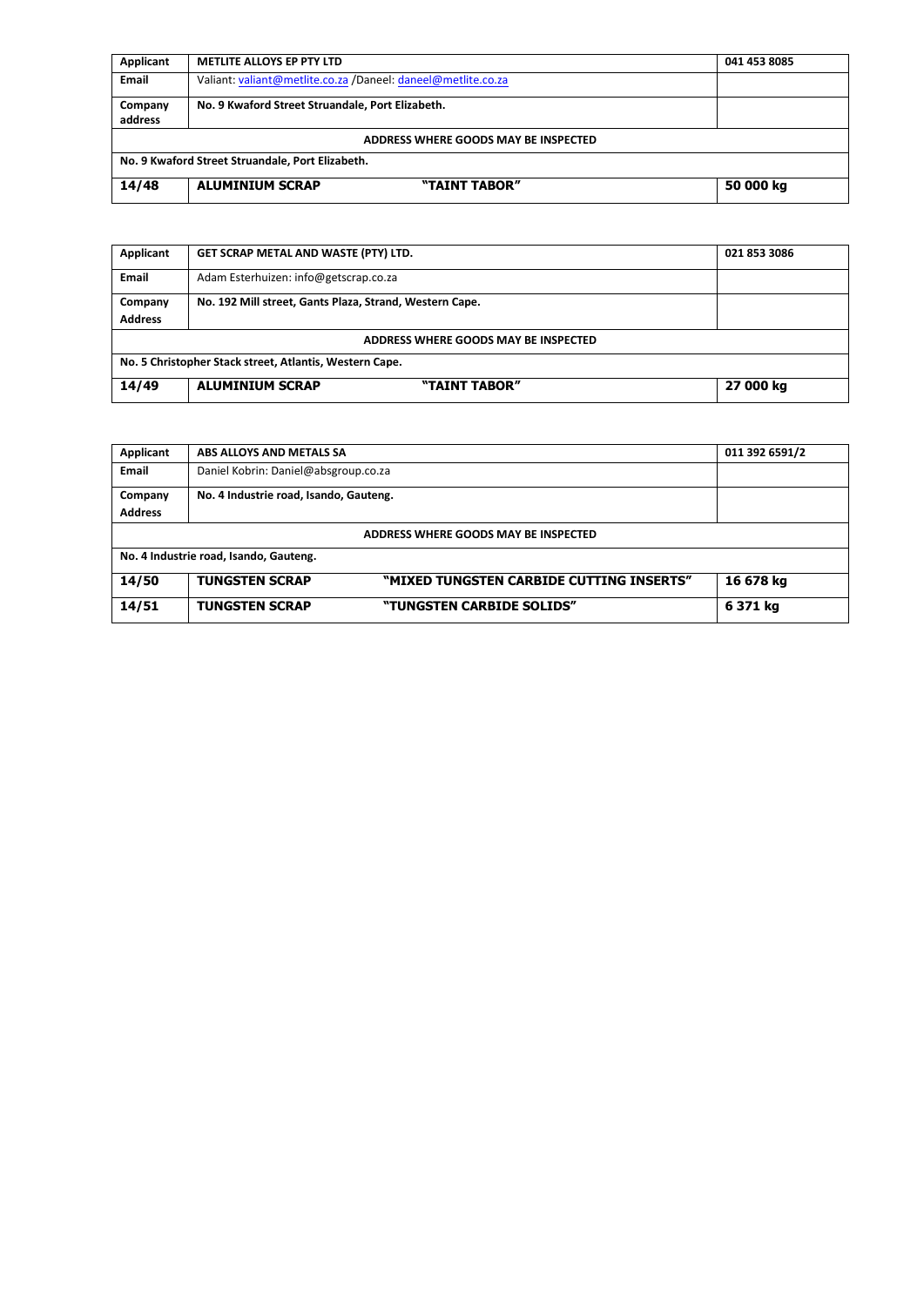| | | |
|---|---|---|
| **Applicant** | **METLITE ALLOYS EP PTY LTD** | **041 453 8085** |
| **Email** | Valiant: valiant@metlite.co.za /Daneel: daneel@metlite.co.za | |
| **Company address** | **No. 9 Kwaford Street Struandale, Port Elizabeth.** | |
| | **ADDRESS WHERE GOODS MAY BE INSPECTED** | |
| **No. 9 Kwaford Street Struandale, Port Elizabeth.** | | |
| **14/48** | **ALUMINIUM SCRAP "TAINT TABOR"** | **50 000 kg** |

| | | |
|---|---|---|
| **Applicant** | **GET SCRAP METAL AND WASTE (PTY) LTD.** | **021 853 3086** |
| **Email** | Adam Esterhuizen: info@getscrap.co.za | |
| **Company Address** | **No. 192 Mill street, Gants Plaza, Strand, Western Cape.** | |
| | **ADDRESS WHERE GOODS MAY BE INSPECTED** | |
| **No. 5 Christopher Stack street, Atlantis, Western Cape.** | | |
| **14/49** | **ALUMINIUM SCRAP "TAINT TABOR"** | **27 000 kg** |

| | | |
|---|---|---|
| **Applicant** | **ABS ALLOYS AND METALS SA** | **011 392 6591/2** |
| **Email** | Daniel Kobrin: Daniel@absgroup.co.za | |
| **Company Address** | **No. 4 Industrie road, Isando, Gauteng.** | |
| | **ADDRESS WHERE GOODS MAY BE INSPECTED** | |
| **No. 4 Industrie road, Isando, Gauteng.** | | |
| **14/50** | **TUNGSTEN SCRAP "MIXED TUNGSTEN CARBIDE CUTTING INSERTS"** | **16 678 kg** |
| **14/51** | **TUNGSTEN SCRAP "TUNGSTEN CARBIDE SOLIDS"** | **6 371 kg** |